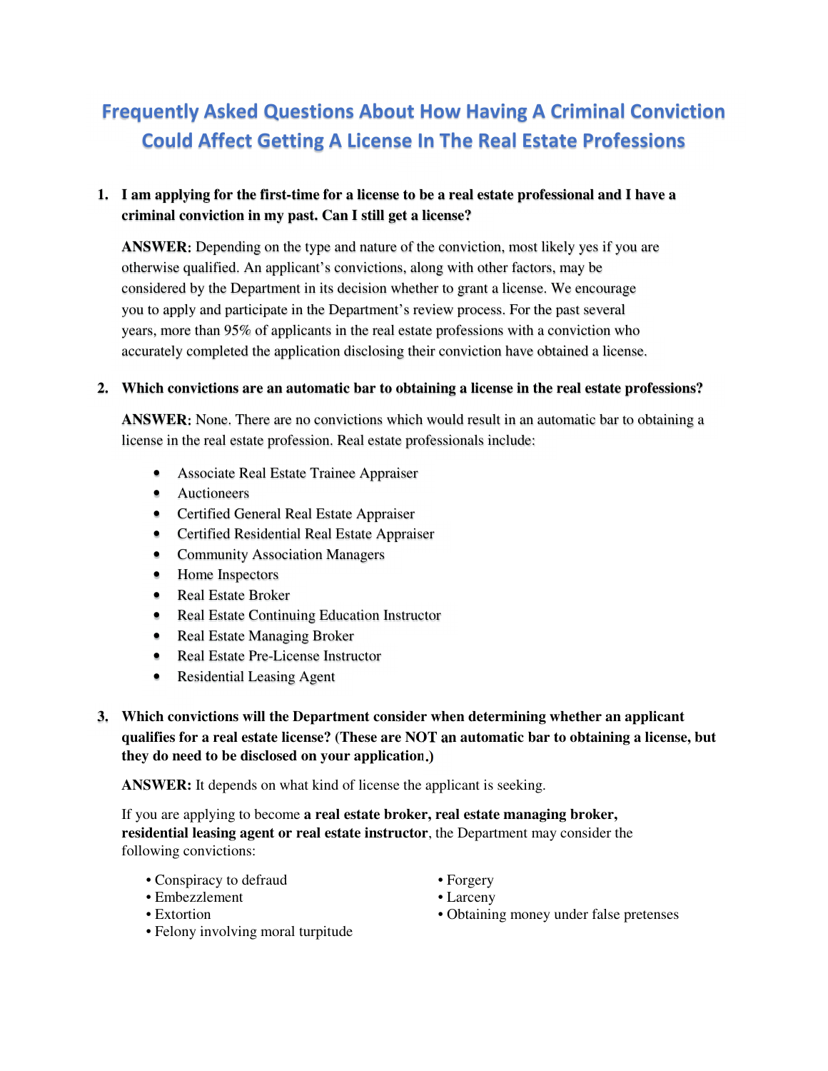# Frequently Asked Questions About How Having A Criminal Conviction Could Affect Getting A License In The Real Estate Professions

1. **I am applying for the first-time for a license to be a real estate professional and I have a criminal conviction in my past. Can I still get a license?**

   **ANSWER:** Depending on the type and nature of the conviction, most likely yes if you are otherwise qualified. An applicant's convictions, along with other factors, may be considered by the Department in its decision whether to grant a license. We encourage you to apply and participate in the Department's review process. For the past several years, more than 95% of applicants in the real estate professions with a conviction who accurately completed the application disclosing their conviction have obtained a license.

2. **Which convictions are an automatic bar to obtaining a license in the real estate professions?**

   **ANSWER:** None. There are no convictions which would result in an automatic bar to obtaining a license in the real estate profession. Real estate professionals include:

   - Associate Real Estate Trainee Appraiser
   - Auctioneers
   - Certified General Real Estate Appraiser
   - Certified Residential Real Estate Appraiser
   - Community Association Managers
   - Home Inspectors
   - Real Estate Broker
   - Real Estate Continuing Education Instructor
   - Real Estate Managing Broker
   - Real Estate Pre-License Instructor
   - Residential Leasing Agent

3. **Which convictions will the Department consider when determining whether an applicant qualifies for a real estate license? (These are NOT an automatic bar to obtaining a license, but they do need to be disclosed on your application.)**

   **ANSWER:** It depends on what kind of license the applicant is seeking.

   If you are applying to become **a real estate broker, real estate managing broker, residential leasing agent or real estate instructor**, the Department may consider the following convictions:

   - Conspiracy to defraud
   - Embezzlement
   - Extortion
   - Felony involving moral turpitude
   - Forgery
   - Larceny
   - Obtaining money under false pretenses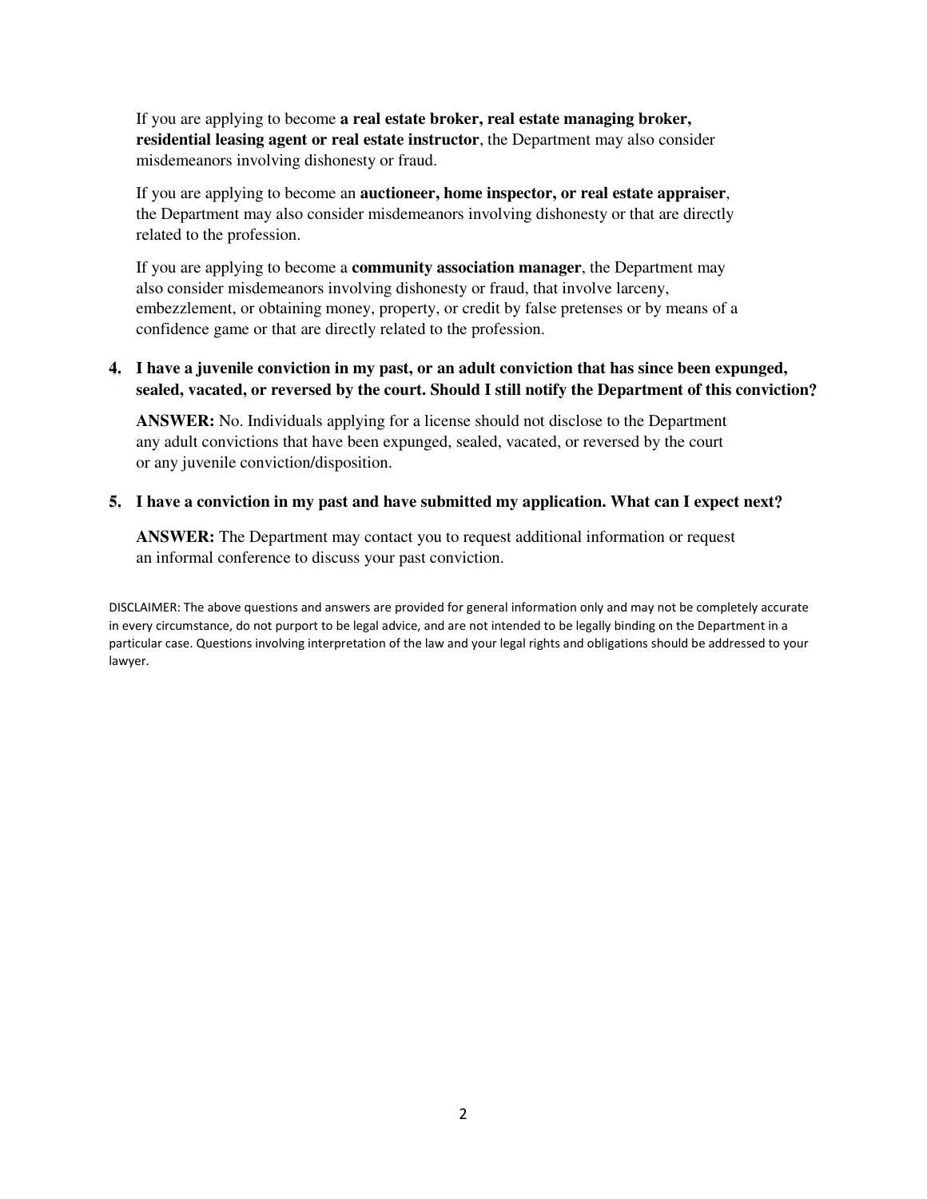If you are applying to become **a real estate broker, real estate managing broker, residential leasing agent or real estate instructor**, the Department may also consider misdemeanors involving dishonesty or fraud.

If you are applying to become an **auctioneer, home inspector, or real estate appraiser**, the Department may also consider misdemeanors involving dishonesty or that are directly related to the profession.

If you are applying to become a **community association manager**, the Department may also consider misdemeanors involving dishonesty or fraud, that involve larceny, embezzlement, or obtaining money, property, or credit by false pretenses or by means of a confidence game or that are directly related to the profession.

**4. I have a juvenile conviction in my past, or an adult conviction that has since been expunged, sealed, vacated, or reversed by the court. Should I still notify the Department of this conviction?**

**ANSWER:** No. Individuals applying for a license should not disclose to the Department any adult convictions that have been expunged, sealed, vacated, or reversed by the court or any juvenile conviction/disposition.

**5. I have a conviction in my past and have submitted my application. What can I expect next?**

**ANSWER:** The Department may contact you to request additional information or request an informal conference to discuss your past conviction.

DISCLAIMER: The above questions and answers are provided for general information only and may not be completely accurate in every circumstance, do not purport to be legal advice, and are not intended to be legally binding on the Department in a particular case. Questions involving interpretation of the law and your legal rights and obligations should be addressed to your lawyer.